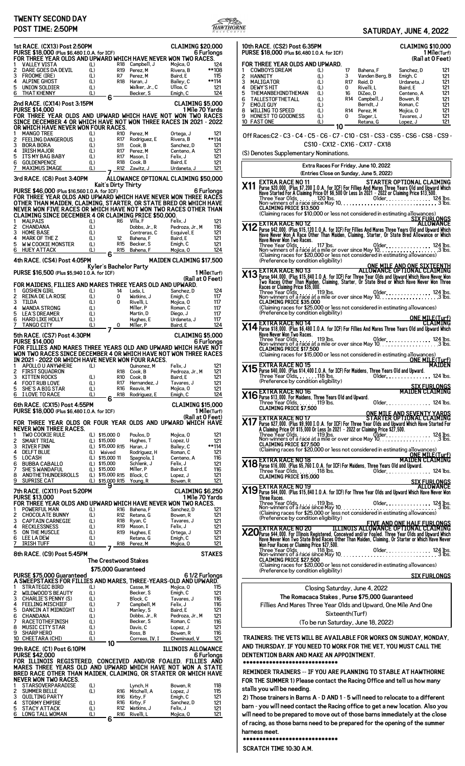# TWENTY SECOND DAY

**POST TIME: 2:50PM**

**SATURDAY, JUNE 4, 2022**

## 1st RACE. (CX13) Post 2:50PM — CLAIMING $20,000

**PURSE $18,000 (Plus $6,480 I.O.A. for ICF)** — 6 Furlongs

FOR THREE YEAR OLDS AND UPWARD WHICH HAVE NEVER WON TWO RACES.

| # | Horse | | | Trainer | Jockey | Wt |
|---|---|---|---|---|---|---|
| 1 | VALLEY VISTA | (L) | R18 | Campbell, J | Mojica, O | 124 |
| 2 | DARE GOES DA DEVIL | (L) | R19 | Perez, M | Rivera, B | **108 |
| 3 | FROOME (IRE) | (L) | R7 | Perez, M | Baird, E | 115 |
| 4 | ALPINE GHOST | (L) | R18 | Haran, J | Bailey, C | **114 |
| 5 | UNION SOLDIER | (L) | | Walker, Jr., C | Ulloa, C | 121 |
| 6 | THAT KHENNY | (L) | | Becker, S | Emigh, C | 124 |

6

## 2nd RACE. (CX14) Post 3:15PM — CLAIMING $5,000

**PURSE $14,000** — 1 Mile 70 Yards

FOR THREE YEAR OLDS AND UPWARD WHICH HAVE NOT WON TWO RACES SINCE DECEMBER 4 OR WHICH HAVE NOT WON THREE RACES IN 2021 - 2022 OR WHICH HAVE NEVER WON FOUR RACES.

| # | Horse | | | Trainer | Jockey | Wt |
|---|---|---|---|---|---|---|
| 1 | MANGO TREE | (L) | R10 | Perez, M | Ortega, J | 121 |
| 2 | FEELING DANGEROUS | (L) | R17 | Rodriguez, E | Rivera, B | **114 |
| 3 | BORA BORA | (L) | S11 | Cook, B | Sanchez, D | 121 |
| 4 | IRISH MAJOR | (L) | R17 | Perez, M | Centeno, A | 121 |
| 5 | ITS MY BAG BABY | (L) | R17 | Mason, I | Felix, J | 121 |
| 6 | GOLDENPENCE | (L) | R18 | Cook, B | Baird, E | 121 |
| 7 | MAXIMUS IMAGE | (L) | R12 | Zawitz, J | Urdaneta, J | 121 |

7

## 3rd RACE. (C8) Post 3:40PM — ALLOWANCE OPTIONAL CLAIMING $50,000

**Kait's Dirty Thirty**

**PURSE $46,000 (Plus $16,560 I.O.A. for ICF)** — 6 Furlongs

FOR THREE YEAR OLDS AND UPWARD WHICH HAVE NEVER WON THREE RACES OTHER THAN MAIDEN, CLAIMING, STARTER, OR STATE BRED OR WHICH HAVE NEVER WON FIVE RACES OR WHICH HAVE NOT WON TWO RACES OTHER THAN CLAIMING SINCE DECEMBER 4 OR CLAIMING PRICE $50,000.

| # | Horse | | | Trainer | Jockey | Wt |
|---|---|---|---|---|---|---|
| 1 | MALPAIS | (L) | R6 | Villa, F | Felix, J | 121 |
| 2 | CHANDANA | (L) | | Dobbs, Jr., R | Pedroza, Jr., M | 116 |
| 3 | HOME BASE | (L) | | Contreras, C | Esquivel, E | 121 |
| 4 | MARK OF THE Z | (L) | 12 | Bahena, F | Baird, E | 121 |
| 5 | W W COOKIE MONSTER | (L) | R15 | Becker, S | Emigh, C | 121 |
| 6 | HUEY ATTACK | (L) | R15 | Bahena, F | Mojica, O | 124 |

6

## 4th RACE. (CS4) Post 4:05PM — MAIDEN CLAIMING $17,500

**Kyler's Bachelor Party**

**PURSE $16,500 (Plus $5,940 I.O.A. for ICF)** — 1 Mile(Turf) (Rail at 0 Feet)

FOR MAIDENS, FILLIES AND MARES THREE YEARS OLD AND UPWARD.

| # | Horse | | | Trainer | Jockey | Wt |
|---|---|---|---|---|---|---|
| 1 | GOSHEN GIRL | (L) | 14 | Lada, L | Sanchez, D | 124 |
| 2 | REINA DE LA ROSE | (L) | 0 | Watkins, J | Emigh, C | 117 |
| 3 | TILDA | (L) | 0 | Rivelli, L | Mojica, O | 117 |
| 4 | WANDA STRONG | (L) | | Miller, P | Roman, C | 117 |
| 5 | LEA'S DREAMER | (L) | | Martin, D | Diego, J | 117 |
| 6 | HARD LIKE HOLLY | (L) | | Hughes, E | Urdaneta, J | 117 |
| 7 | TANGO CITY | (L) | 0 | Miller, P | Baird, E | 124 |

7

## 5th RACE. (CS7) Post 4:30PM — CLAIMING $5,000

**PURSE $14,000** — 6 Furlongs

FOR FILLIES AND MARES THREE YEARS OLD AND UPWARD WHICH HAVE NOT WON TWO RACES SINCE DECEMBER 4 OR WHICH HAVE NOT WON THREE RACES IN 2021 - 2022 OR WHICH HAVE NEVER WON FOUR RACES.

| # | Horse | | | Trainer | Jockey | Wt |
|---|---|---|---|---|---|---|
| 1 | APOLLO U ANYWHERE | (L) | | Quinonez, M | Felix, J | 121 |
| 2 | FIRST SQUADRON | | R18 | Cook, B | Pedroza, Jr., M | 121 |
| 3 | KITTEN ROCKS | (L) | R10 | Cook, B | Baird, E | 121 |
| 4 | FOOT RUB LOVE | (L) | R17 | Hernandez, J | Tavares, J | 121 |
| 5 | SHE'S A BIG STAR | (L) | R16 | Reavis, M | Mojica, O | 121 |
| 6 | I LOVE TO RACE | (L) | R18 | Rodriguez, E | Emigh, C | 124 |

6

## 6th RACE. (CX15) Post 4:55PM — CLAIMING $15,000

**PURSE $18,000 (Plus $6,480 I.O.A. for ICF)** — 1 Mile(Turf) (Rail at 0 Feet)

FOR THREE YEAR OLDS OR FOUR YEAR OLDS AND UPWARD WHICH HAVE NEVER WON THREE RACES.

| # | Horse | | | | Trainer | Jockey | Wt |
|---|---|---|---|---|---|---|---|
| 1 | TWO COOKIE RULE | (L) | $15,000 | 0 | Poulos, D | Mojica, O | 121 |
| 2 | SMART TRIAL | (L) | $15,000 | | Hughes, T | Lopez, U | 121 |
| 3 | RIVER FINN | (L) | $15,000 | R15 | Haran, J | Bailey, C | **114 |
| 4 | DELFT BLUE | (L) | Waived | | Rodriguez, H | Roman, C | 121 |
| 5 | LOCASH | (L) | $15,000 | 11 | Spagnola, I | Centeno, A | 116 |
| 6 | BUBBA CABALLO | (L) | $15,000 | | Schlenk, J | Felix, J | 121 |
| 7 | SHE'S WANDAFUL | (L) | $15,000 | | Miller, P | Baird, E | 116 |
| 8 | ANDTHETHUNDERROLLS | (L) | $15,000 | R15 | Block, C | Lopez, J | 121 |
| 9 | SUPRISE CAT | (L) | $15,000 | R15 | Young, R | Bowen, R | 121 |

9

## 7th RACE. (CX11) Post 5:20PM — CLAIMING $6,250

**PURSE $13,000** — 1 Mile 70 Yards

FOR THREE YEAR OLDS AND UPWARD WHICH HAVE NEVER WON TWO RACES.

| # | Horse | | | Trainer | Jockey | Wt |
|---|---|---|---|---|---|---|
| 1 | POWERFUL MAN | (L) | R16 | Bahena, F | Sanchez, D | 121 |
| 2 | CHOCOLATE BUNNY | (L) | R12 | Retana, G | Bowen, R | 121 |
| 3 | CAPTAIN CARNEGIE | (L) | R18 | Ryan, C | Tavares, J | 121 |
| 4 | RECKLESSNESS | (L) | R19 | Mason, I | Felix, J | 121 |
| 5 | ON THE MUSCLE | (L) | R19 | Hughes, E | Ortega, J | 121 |
| 6 | LEE LA DEW | (L) | | Retana, G | Emigh, C | 121 |
| 7 | IRISH TUFF | (L) | R18 | Perez, M | Mojica, O | 121 |

7

## 8th RACE. (C9) Post 5:45PM — STAKES

**The Crestwood Stakes**

**$75,000 Guaranteed**

**PURSE $75,000 Guaranteed** — 6 1/2 Furlongs

A SWEEPSTAKES FOR FILLIES AND MARES, THREE-YEARS-OLD AND UPWARD.

| # | Horse | | | Trainer | Jockey | Wt |
|---|---|---|---|---|---|---|
| 1 | STRATEGIC BIRD | (L) | | Casse, M | Mojica, O | 115 |
| 2 | WILDWOOD'S BEAUTY | (L) | | Becker, S | Emigh, C | 121 |
| 3 | CHARLIE'S PENNY (S) | (L) | | Block, C | Tavares, J | 116 |
| 4 | FEELING MISCHIEF | (L) | 7 | Campbell, M | Felix, J | 116 |
| 5 | DANCIN AT MIDNIGHT | (L) | | Manley, S | Baird, E | 121 |
| 6 | CHANDANA | (L) | | Dobbs, Jr., R | Pedroza, Jr., M | 121 |
| 7 | RACE TOTHEFINISH | (L) | | Becker, S | Roman, C | 116 |
| 8 | MUSIC CITY STAR | (L) | | Davis, C | Lopez, J | 121 |
| 9 | SHARP HERO | (L) | | Ross, B | Bowen, R | 116 |
| 10 | CHEETARA (CHI) | (L) | | Correas, IV, I | Cheminaud, V | 121 |

10

## 9th RACE. (C1) Post 6:10PM — ILLINOIS ALLOWANCE

**PURSE $42,000** — 6 Furlongs

FOR ILLINOIS REGISTERED, CONCEIVED AND/OR FOALED. FILLIES AND MARES THREE YEARS OLD AND UPWARD WHICH HAVE NOT WON A STATE BRED RACE OTHER THAN MAIDEN, CLAIMING, OR STARTER OR WHICH HAVE NEVER WON TWO RACES.

| # | Horse | | | Trainer | Jockey | Wt |
|---|---|---|---|---|---|---|
| 1 | STARSOVERPARADISE | (L) | | Lynch, H | Bowen, R | 118 |
| 2 | SUMMER BELLE | (L) | R16 | Mitchell, A | Lopez, J | 115 |
| 3 | QUILTING PARTY | | R16 | Kirby, F | Emigh, C | 121 |
| 4 | STORMY EMPIRE | (L) | R16 | Kirby, F | Sanchez, D | 121 |
| 5 | STACY ATTACK | (L) | R12 | Watkins, J | Felix, J | 121 |
| 6 | LONG TALL WOMAN | (L) | R16 | Rivelli, L | Mojica, O | 121 |

6

## 10th RACE. (CS2) Post 6:35PM — CLAIMING $10,000

**PURSE $18,000 (Plus $6,480 I.O.A. for ICF)** — 1 Mile(Turf) (Rail at 0 Feet)

FOR THREE YEAR OLDS AND UPWARD.

| # | Horse | | | Trainer | Jockey | Wt |
|---|---|---|---|---|---|---|
| 1 | COWBOYS DREAM | (L) | 17 | Bahena, F | Sanchez, D | 121 |
| 2 | HANNITY | (L) | 3 | Vanden Berg, B | Emigh, C | 121 |
| 3 | MALIGATOR | (L) | R17 | Reid, D | Urdaneta, J | 121 |
| 4 | DEWY'S HIT | (L) | 0 | Rivelli, L | Baird, E | 121 |
| 5 | THEMANBEHINDTHEMAN | (L) | 16 | DiZeo, D | Centeno, A | 121 |
| 6 | TALLESTOFTHETALL | (L) | R14 | Campbell, J | Bowen, R | 121 |
| 7 | EMOJI GUY | (L) | | Berndt, J | Roman, C | 121 |
| 8 | WILLING TO SPEED | (L) | R14 | Perez, M | Mojica, O | 121 |
| 9 | HONEST TO GOODNESS | (L) | 0 | Slager, L | Tavares, J | 121 |
| 10 | FAST ONE | (L) | | Retana, G | Lopez, J | 121 |

10

Off Races:C2 - C3 - C4 - C5 - C6 - C7 - C10 - CS1 - CS3 - CS5 - CS6 - CS8 - CS9 - CS10 - CX12 - CX16 - CX17 - CX18

(S) Denotes Supplementary Nominations.

## Extra Races For Friday, June 10, 2022

**(Entries Close on Sunday, June 5, 2022)**

**X11 EXTRA RACE NO 11 — STARTER OPTIONAL CLAIMING**
Purse $20,000. (Plus $7,200 I.O.A. for ICF) For Fillies And Mares Three Years Old and Upward Which Have Started For A Claiming Price Of $6,500 Or Less In 2021 - 2022 or Claiming Price $13,500.
Three Year Olds. . . . . . . 120 lbs. Older. . . . . . . . . . . . . . 124 lbs.
Non-winners of a race since May 10. . . . . . . . . . . . . . . . . . . . . . . . . . 3 lbs.
CLAIMING PRICE $13,500
(Claiming races for $10,000 or less not considered in estimating allowances)
**SIX FURLONGS**

**X12 EXTRA RACE NO 12 — ALLOWANCE**
Purse $42,000. (Plus $15,120 I.O.A. for ICF) For Fillies And Mares Three Years Old and Upward Which Have Never Won A Race Other Than Maiden, Claiming, Starter, Or State Bred Allowance or Which Have Never Won Two Races.
Three Year Olds. . . . . . . 117 lbs. Older. . . . . . . . . . . . . . 124 lbs.
Non-winners of a race at a mile or over since May 10. . . . . . . . . . . . . . 3 lbs.
(Claiming races for $20,000 or less not considered in estimating allowances)
(Preference by condition eligibility)
**ONE MILE AND ONE SIXTEENTH**

**X13 EXTRA RACE NO 13 — ALLOWANCE OPTIONAL CLAIMING**
Purse $44,000. (Plus $15,840 I.O.A. for ICF) For Three Year Olds and Upward Which Have Never Won Two Races Other Than Maiden, Claiming, Starter, Or State Bred or Which Have Never Won Three Races or Claiming Price $35,000.
Three Year Olds. . . . . . . 119 lbs. Older. . . . . . . . . . . . . . 124 lbs.
Non-winners of a race at a mile or over since May 10. . . . . . . . . . . . . . 3 lbs.
CLAIMING PRICE $35,000
(Claiming races for $25,000 or less not considered in estimating allowances)
(Preference by condition eligibility)
**ONE MILE(Turf)**

**X14 EXTRA RACE NO 14 — CLAIMING**
Purse $18,000. (Plus $6,480 I.O.A. for ICF) For Fillies And Mares Three Years Old and Upward Which Have Never Won Two Races.
Three Year Olds. . . . . . . 119 lbs. Older. . . . . . . . . . . . . . 124 lbs.
Non-winners of a race at a mile or over since May 10. . . . . . . . . . . . . . 3 lbs.
CLAIMING PRICE $17,500
(Claiming races for $15,000 or less not considered in estimating allowances)
**ONE MILE(Turf)**

**X15 EXTRA RACE NO 15 — MAIDEN**
Purse $40,000. (Plus $14,400 I.O.A. for ICF) For Maidens, Three Years Old and Upward.
Three Year Olds. . . . . . . 118 lbs. Older. . . . . . . . . . . . . . 124 lbs.
(Preference by condition eligibility)
**SIX FURLONGS**

**X16 EXTRA RACE NO 16 — MAIDEN CLAIMING**
Purse $13,000. For Maidens, Three Years Old and Upward.
Three Year Olds. . . . . . . 119 lbs. Older. . . . . . . . . . . . . . 124 lbs.
CLAIMING PRICE $7,500
**ONE MILE AND SEVENTY YARDS**

**X17 EXTRA RACE NO 17 — STARTER OPTIONAL CLAIMING**
Purse $27,000. (Plus $9,900 I.O.A. for ICF) For Three Year Olds and Upward Which Have Started For A Claiming Price Of $15,000 Or Less In 2021 - 2022 or Claiming Price $27,500.
Three Year Olds. . . . . . . 119 lbs. Older. . . . . . . . . . . . . . 124 lbs.
Non-winners of a race at a mile or over since May 10. . . . . . . . . . . . . . 3 lbs.
CLAIMING PRICE $27,500
(Claiming races for $20,000 or less not considered in estimating allowances)
**ONE MILE(Turf)**

**X18 EXTRA RACE NO 18 — MAIDEN CLAIMING**
Purse $16,000. (Plus $5,760 I.O.A. for ICF) For Maidens, Three Years Old and Upward.
Three Year Olds. . . . . . . 118 lbs. Older. . . . . . . . . . . . . . 124 lbs.
CLAIMING PRICE $15,000
**SIX FURLONGS**

**X19 EXTRA RACE NO 19 — ALLOWANCE**
Purse $44,000. (Plus $15,840 I.O.A. for ICF) For Three Year Olds and Upward Which Have Never Won Three Races.
Three Year Olds. . . . . . . 119 lbs. Older. . . . . . . . . . . . . . 124 lbs.
Non-winners of a race since May 10. . . . . . . . . . . . . . . . . . . . . . . . . . 3 lbs.
(Claiming races for $25,000 or less not considered in estimating allowances)
(Preference by condition eligibility)
**FIVE AND ONE HALF FURLONGS**

**X20 EXTRA RACE NO 20 — ILLINOIS ALLOWANCE OPTIONAL CLAIMING**
Purse $44,000. For Illinois Registered, Conceived and/or Foaled. Three Year Olds and Upward Which Have Never Won Two State Bred Races Other Than Maiden, Claiming, Or Starter or Which Have Never Won Four Races or Claiming Price $27,500.
Three Year Olds. . . . . . . 118 lbs. Older. . . . . . . . . . . . . . 124 lbs.
Non-winners of a race since May 10. . . . . . . . . . . . . . . . . . . . . . . . . . 3 lbs.
CLAIMING PRICE $27,500
(Claiming races for $20,000 or less not considered in estimating allowances)
(Preference by condition eligibility)
**SIX FURLONGS**

Closing Saturday, June 4, 2022

The Romacaca Stakes , Purse $75,000 Guaranteed

Fillies And Mares Three Year Olds and Upward, One Mile And One Sixteenth(Turf)

(To be run Saturday, June 18, 2022)

**TRAINERS: THE VETS WILL BE AVAILABLE FOR WORKS ON SUNDAY, MONDAY, AND THURSDAY. IF YOU NEED TO WORK FOR THE VET, YOU MUST CALL THE DENTENTION BARN AND MAKE AN APPOINTMENT.**

**************************

**REMINDER TRAINERS -- IF YOU ARE PLANNING TO STABLE AT HAWTHORNE FOR THE SUMMER 1) Please contact the Racing Office and tell us how many stalls you will be needing.**

**2) Those trainers in Barns A - D AND 1 - 5 will need to relocate to a different barn - you will need contact the Racing office to get a new location. Also you will need to be prepared to move out of those barns immediately at the close of racing, as those barns need to be prepared for the opening of the summer harness meet.**

**************************

**SCRATCH TIME 10:30 A.M.**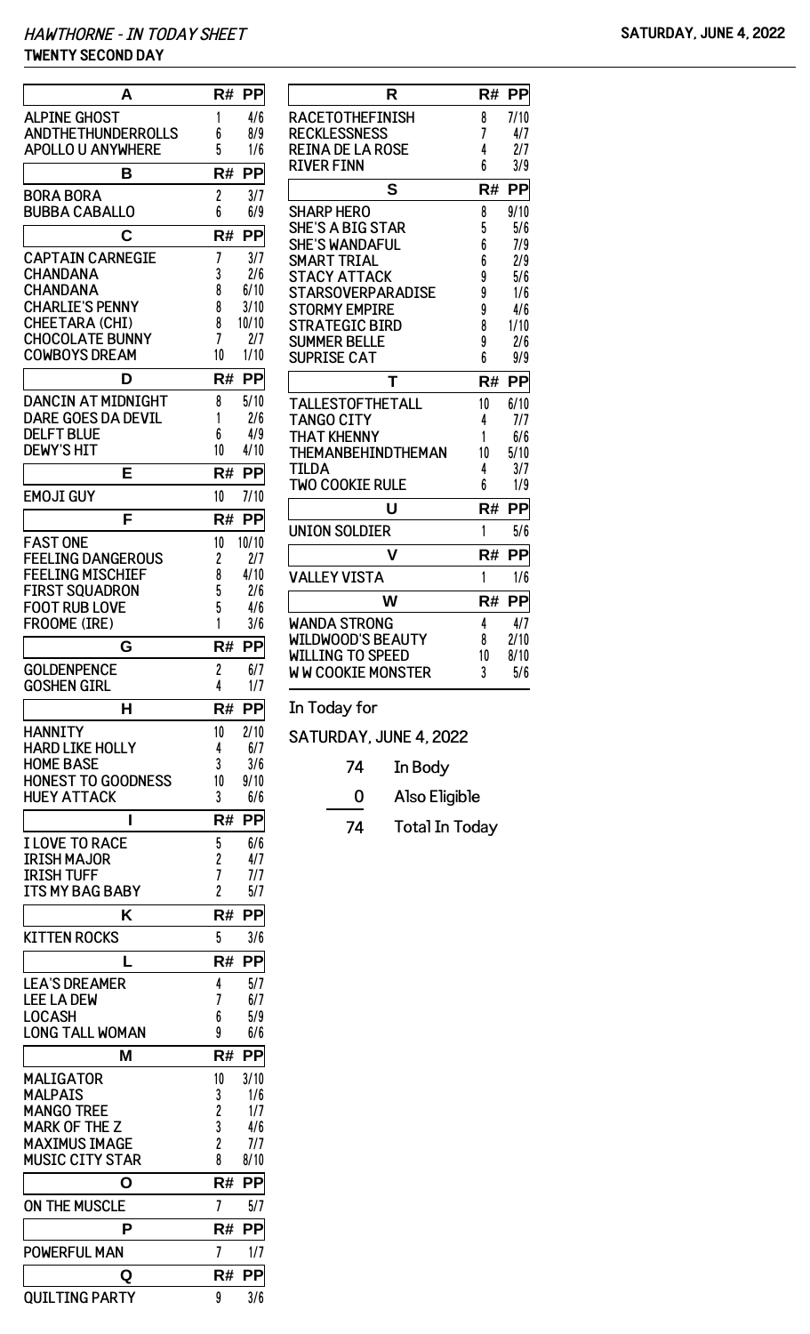*HAWTHORNE - IN TODAY SHEET*

**TWENTY SECOND DAY**

**SATURDAY, JUNE 4, 2022**

| A | R# | PP |
|---|---|---|
| ALPINE GHOST | 1 | 4/6 |
| ANDTHETHUNDERROLLS | 6 | 8/9 |
| APOLLO U ANYWHERE | 5 | 1/6 |
| **B** | **R#** | **PP** |
| BORA BORA | 2 | 3/7 |
| BUBBA CABALLO | 6 | 6/9 |
| **C** | **R#** | **PP** |
| CAPTAIN CARNEGIE | 7 | 3/7 |
| CHANDANA | 3 | 2/6 |
| CHANDANA | 8 | 6/10 |
| CHARLIE'S PENNY | 8 | 3/10 |
| CHEETARA (CHI) | 8 | 10/10 |
| CHOCOLATE BUNNY | 7 | 2/7 |
| COWBOYS DREAM | 10 | 1/10 |
| **D** | **R#** | **PP** |
| DANCIN AT MIDNIGHT | 8 | 5/10 |
| DARE GOES DA DEVIL | 1 | 2/6 |
| DELFT BLUE | 6 | 4/9 |
| DEWY'S HIT | 10 | 4/10 |
| **E** | **R#** | **PP** |
| EMOJI GUY | 10 | 7/10 |
| **F** | **R#** | **PP** |
| FAST ONE | 10 | 10/10 |
| FEELING DANGEROUS | 2 | 2/7 |
| FEELING MISCHIEF | 8 | 4/10 |
| FIRST SQUADRON | 5 | 2/6 |
| FOOT RUB LOVE | 5 | 4/6 |
| FROOME (IRE) | 1 | 3/6 |
| **G** | **R#** | **PP** |
| GOLDENPENCE | 2 | 6/7 |
| GOSHEN GIRL | 4 | 1/7 |
| **H** | **R#** | **PP** |
| HANNITY | 10 | 2/10 |
| HARD LIKE HOLLY | 4 | 6/7 |
| HOME BASE | 3 | 3/6 |
| HONEST TO GOODNESS | 10 | 9/10 |
| HUEY ATTACK | 3 | 6/6 |
| **I** | **R#** | **PP** |
| I LOVE TO RACE | 5 | 6/6 |
| IRISH MAJOR | 2 | 4/7 |
| IRISH TUFF | 7 | 7/7 |
| ITS MY BAG BABY | 2 | 5/7 |
| **K** | **R#** | **PP** |
| KITTEN ROCKS | 5 | 3/6 |
| **L** | **R#** | **PP** |
| LEA'S DREAMER | 4 | 5/7 |
| LEE LA DEW | 7 | 6/7 |
| LOCASH | 6 | 5/9 |
| LONG TALL WOMAN | 9 | 6/6 |
| **M** | **R#** | **PP** |
| MALIGATOR | 10 | 3/10 |
| MALPAIS | 3 | 1/6 |
| MANGO TREE | 2 | 1/7 |
| MARK OF THE Z | 3 | 4/6 |
| MAXIMUS IMAGE | 2 | 7/7 |
| MUSIC CITY STAR | 8 | 8/10 |
| **O** | **R#** | **PP** |
| ON THE MUSCLE | 7 | 5/7 |
| **P** | **R#** | **PP** |
| POWERFUL MAN | 7 | 1/7 |
| **Q** | **R#** | **PP** |
| QUILTING PARTY | 9 | 3/6 |
| **R** | **R#** | **PP** |
| RACETOTHEFINISH | 8 | 7/10 |
| RECKLESSNESS | 7 | 4/7 |
| REINA DE LA ROSE | 4 | 2/7 |
| RIVER FINN | 6 | 3/9 |
| **S** | **R#** | **PP** |
| SHARP HERO | 8 | 9/10 |
| SHE'S A BIG STAR | 5 | 5/6 |
| SHE'S WANDAFUL | 6 | 7/9 |
| SMART TRIAL | 6 | 2/9 |
| STACY ATTACK | 9 | 5/6 |
| STARSOVERPARADISE | 9 | 1/6 |
| STORMY EMPIRE | 9 | 4/6 |
| STRATEGIC BIRD | 8 | 1/10 |
| SUMMER BELLE | 9 | 2/6 |
| SUPRISE CAT | 6 | 9/9 |
| **T** | **R#** | **PP** |
| TALLESTOFTHETALL | 10 | 6/10 |
| TANGO CITY | 4 | 7/7 |
| THAT KHENNY | 1 | 6/6 |
| THEMANBEHINDTHEMAN | 10 | 5/10 |
| TILDA | 4 | 3/7 |
| TWO COOKIE RULE | 6 | 1/9 |
| **U** | **R#** | **PP** |
| UNION SOLDIER | 1 | 5/6 |
| **V** | **R#** | **PP** |
| VALLEY VISTA | 1 | 1/6 |
| **W** | **R#** | **PP** |
| WANDA STRONG | 4 | 4/7 |
| WILDWOOD'S BEAUTY | 8 | 2/10 |
| WILLING TO SPEED | 10 | 8/10 |
| W W COOKIE MONSTER | 3 | 5/6 |

In Today for

SATURDAY, JUNE 4, 2022

| | |
|---|---|
| 74 | In Body |
| 0 | Also Eligible |
| 74 | Total In Today |